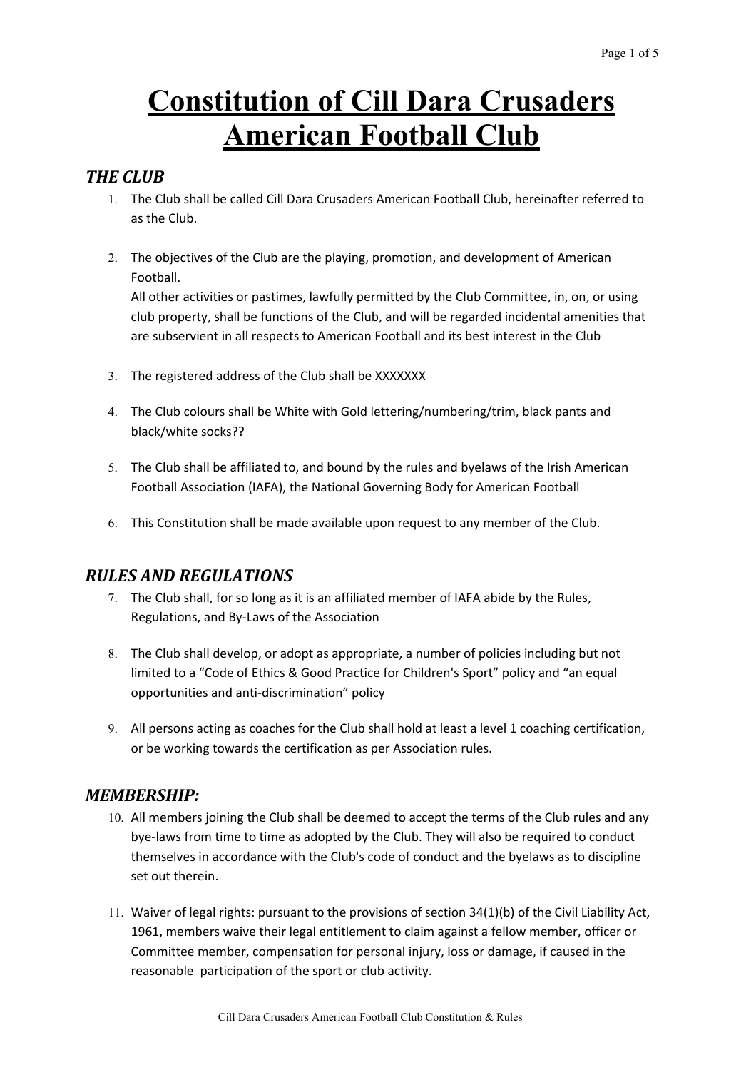# Constitution of Cill Dara Crusaders American Football Club

## *THE CLUB*

1. The Club shall be called Cill Dara Crusaders American Football Club, hereinafter referred to as the Club.

2. The objectives of the Club are the playing, promotion, and development of American Football.
   All other activities or pastimes, lawfully permitted by the Club Committee, in, on, or using club property, shall be functions of the Club, and will be regarded incidental amenities that are subservient in all respects to American Football and its best interest in the Club

3. The registered address of the Club shall be XXXXXXX

4. The Club colours shall be White with Gold lettering/numbering/trim, black pants and black/white socks??

5. The Club shall be affiliated to, and bound by the rules and byelaws of the Irish American Football Association (IAFA), the National Governing Body for American Football

6. This Constitution shall be made available upon request to any member of the Club.

## *RULES AND REGULATIONS*

7. The Club shall, for so long as it is an affiliated member of IAFA abide by the Rules, Regulations, and By-Laws of the Association

8. The Club shall develop, or adopt as appropriate, a number of policies including but not limited to a "Code of Ethics & Good Practice for Children's Sport" policy and "an equal opportunities and anti-discrimination" policy

9. All persons acting as coaches for the Club shall hold at least a level 1 coaching certification, or be working towards the certification as per Association rules.

## *MEMBERSHIP:*

10. All members joining the Club shall be deemed to accept the terms of the Club rules and any bye-laws from time to time as adopted by the Club. They will also be required to conduct themselves in accordance with the Club's code of conduct and the byelaws as to discipline set out therein.

11. Waiver of legal rights: pursuant to the provisions of section 34(1)(b) of the Civil Liability Act, 1961, members waive their legal entitlement to claim against a fellow member, officer or Committee member, compensation for personal injury, loss or damage, if caused in the reasonable participation of the sport or club activity.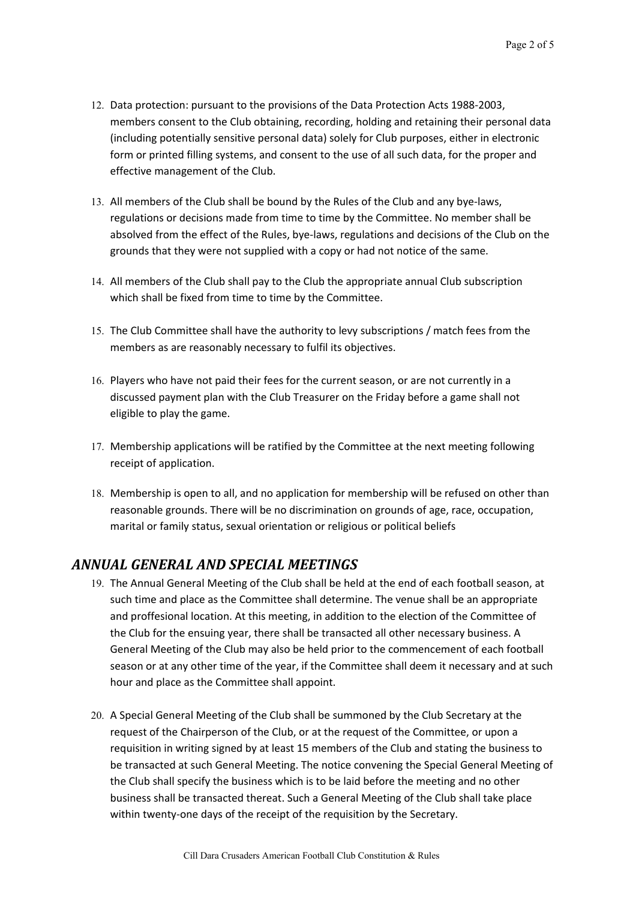12. Data protection: pursuant to the provisions of the Data Protection Acts 1988-2003, members consent to the Club obtaining, recording, holding and retaining their personal data (including potentially sensitive personal data) solely for Club purposes, either in electronic form or printed filling systems, and consent to the use of all such data, for the proper and effective management of the Club.

13. All members of the Club shall be bound by the Rules of the Club and any bye-laws, regulations or decisions made from time to time by the Committee. No member shall be absolved from the effect of the Rules, bye-laws, regulations and decisions of the Club on the grounds that they were not supplied with a copy or had not notice of the same.

14. All members of the Club shall pay to the Club the appropriate annual Club subscription which shall be fixed from time to time by the Committee.

15. The Club Committee shall have the authority to levy subscriptions / match fees from the members as are reasonably necessary to fulfil its objectives.

16. Players who have not paid their fees for the current season, or are not currently in a discussed payment plan with the Club Treasurer on the Friday before a game shall not eligible to play the game.

17. Membership applications will be ratified by the Committee at the next meeting following receipt of application.

18. Membership is open to all, and no application for membership will be refused on other than reasonable grounds. There will be no discrimination on grounds of age, race, occupation, marital or family status, sexual orientation or religious or political beliefs

## *ANNUAL GENERAL AND SPECIAL MEETINGS*

19. The Annual General Meeting of the Club shall be held at the end of each football season, at such time and place as the Committee shall determine. The venue shall be an appropriate and proffesional location. At this meeting, in addition to the election of the Committee of the Club for the ensuing year, there shall be transacted all other necessary business. A General Meeting of the Club may also be held prior to the commencement of each football season or at any other time of the year, if the Committee shall deem it necessary and at such hour and place as the Committee shall appoint.

20. A Special General Meeting of the Club shall be summoned by the Club Secretary at the request of the Chairperson of the Club, or at the request of the Committee, or upon a requisition in writing signed by at least 15 members of the Club and stating the business to be transacted at such General Meeting. The notice convening the Special General Meeting of the Club shall specify the business which is to be laid before the meeting and no other business shall be transacted thereat. Such a General Meeting of the Club shall take place within twenty-one days of the receipt of the requisition by the Secretary.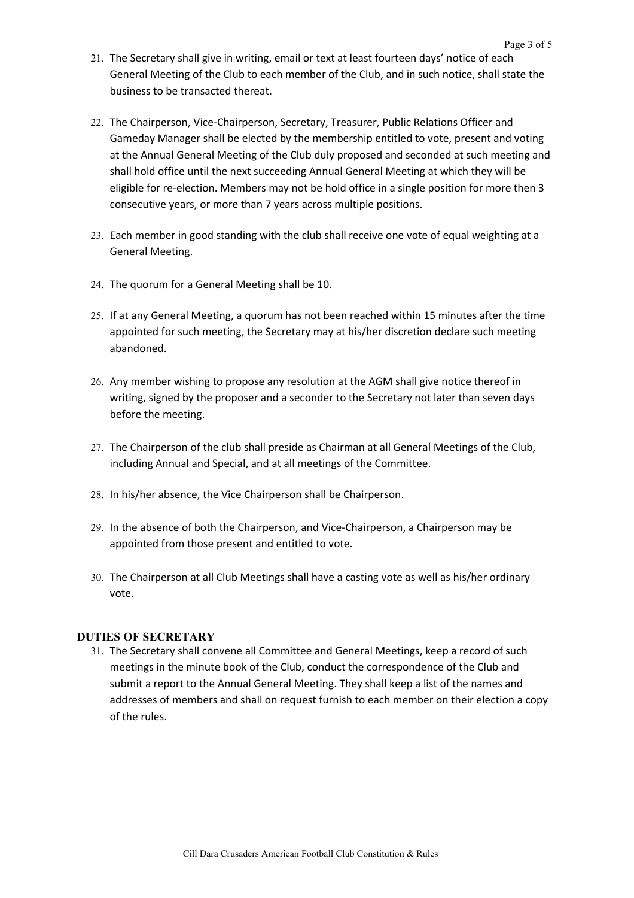21. The Secretary shall give in writing, email or text at least fourteen days' notice of each General Meeting of the Club to each member of the Club, and in such notice, shall state the business to be transacted thereat.

22. The Chairperson, Vice-Chairperson, Secretary, Treasurer, Public Relations Officer and Gameday Manager shall be elected by the membership entitled to vote, present and voting at the Annual General Meeting of the Club duly proposed and seconded at such meeting and shall hold office until the next succeeding Annual General Meeting at which they will be eligible for re-election. Members may not be hold office in a single position for more then 3 consecutive years, or more than 7 years across multiple positions.

23. Each member in good standing with the club shall receive one vote of equal weighting at a General Meeting.

24. The quorum for a General Meeting shall be 10.

25. If at any General Meeting, a quorum has not been reached within 15 minutes after the time appointed for such meeting, the Secretary may at his/her discretion declare such meeting abandoned.

26. Any member wishing to propose any resolution at the AGM shall give notice thereof in writing, signed by the proposer and a seconder to the Secretary not later than seven days before the meeting.

27. The Chairperson of the club shall preside as Chairman at all General Meetings of the Club, including Annual and Special, and at all meetings of the Committee.

28. In his/her absence, the Vice Chairperson shall be Chairperson.

29. In the absence of both the Chairperson, and Vice-Chairperson, a Chairperson may be appointed from those present and entitled to vote.

30. The Chairperson at all Club Meetings shall have a casting vote as well as his/her ordinary vote.

## DUTIES OF SECRETARY

31. The Secretary shall convene all Committee and General Meetings, keep a record of such meetings in the minute book of the Club, conduct the correspondence of the Club and submit a report to the Annual General Meeting. They shall keep a list of the names and addresses of members and shall on request furnish to each member on their election a copy of the rules.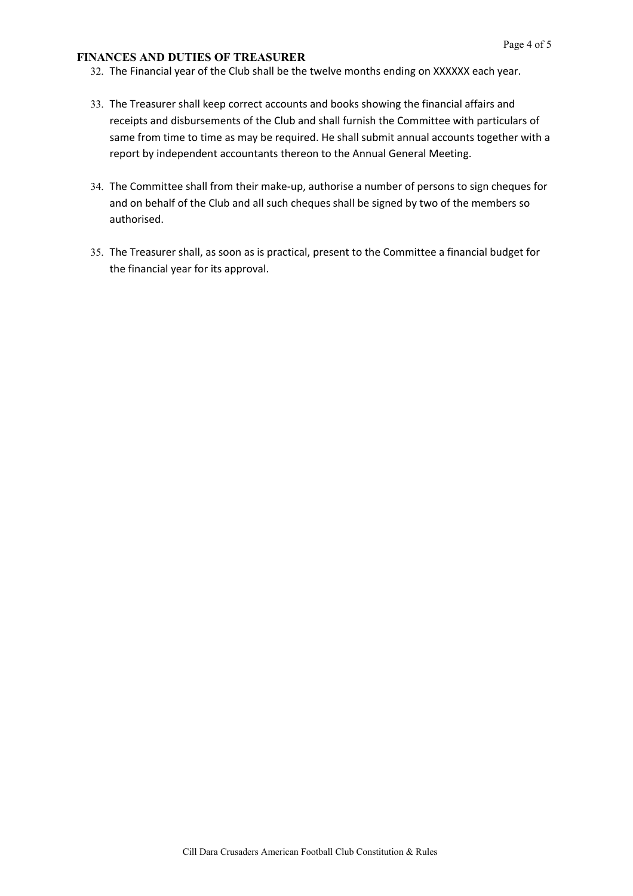## FINANCES AND DUTIES OF TREASURER

32. The Financial year of the Club shall be the twelve months ending on XXXXXX each year.

33. The Treasurer shall keep correct accounts and books showing the financial affairs and receipts and disbursements of the Club and shall furnish the Committee with particulars of same from time to time as may be required. He shall submit annual accounts together with a report by independent accountants thereon to the Annual General Meeting.

34. The Committee shall from their make-up, authorise a number of persons to sign cheques for and on behalf of the Club and all such cheques shall be signed by two of the members so authorised.

35. The Treasurer shall, as soon as is practical, present to the Committee a financial budget for the financial year for its approval.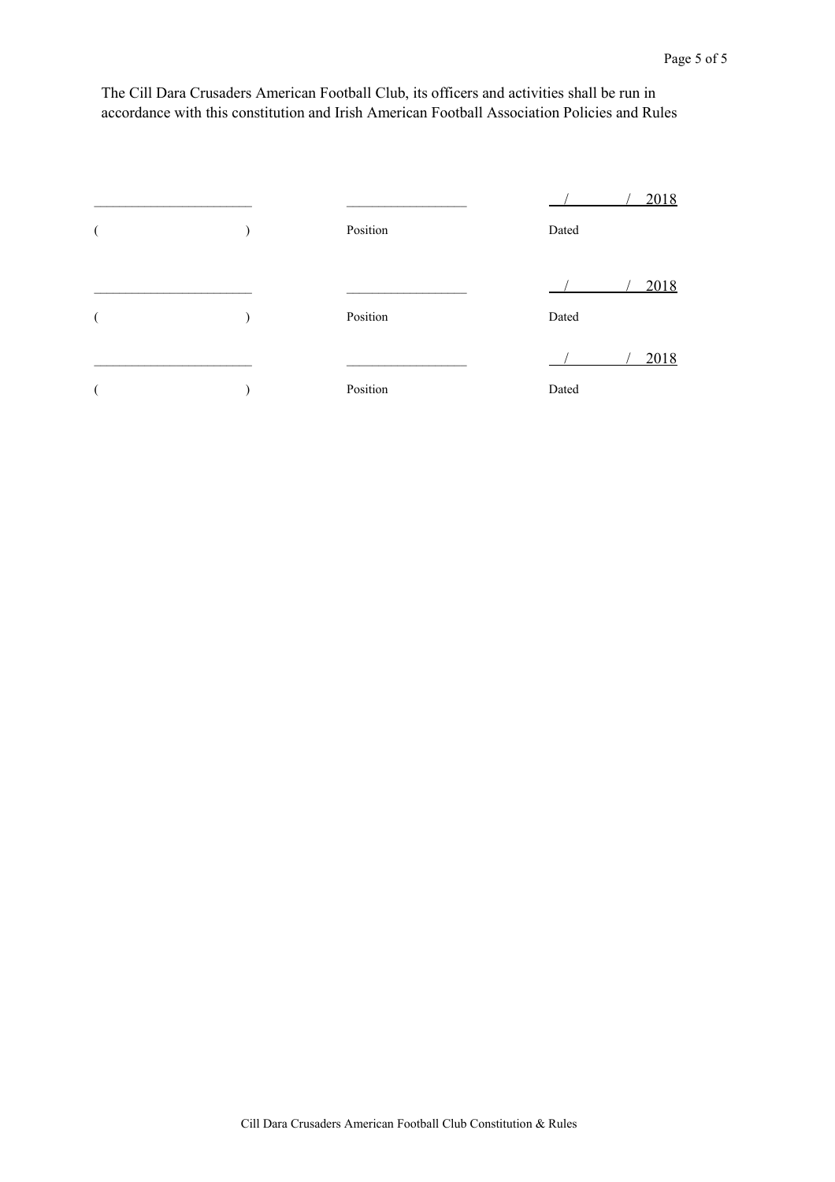The Cill Dara Crusaders American Football Club, its officers and activities shall be run in accordance with this constitution and Irish American Football Association Policies and Rules

| | | |
|---|---|---|
| ______________________ | __________________ | / / 2018 |
| ( ) | Position | Dated |
| ______________________ | __________________ | / / 2018 |
| ( ) | Position | Dated |
| ______________________ | __________________ | / / 2018 |
| ( ) | Position | Dated |